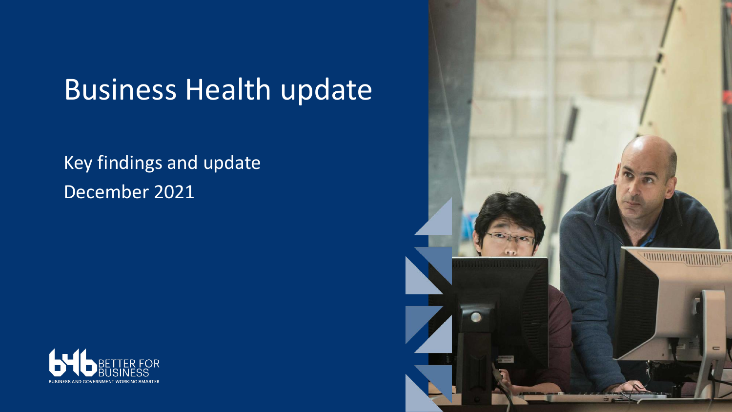# Business Health update

Key findings and update

December 2021

BETTER FOR BUSINESS

BUSINESS AND GOVERNMENT WORKING SMARTER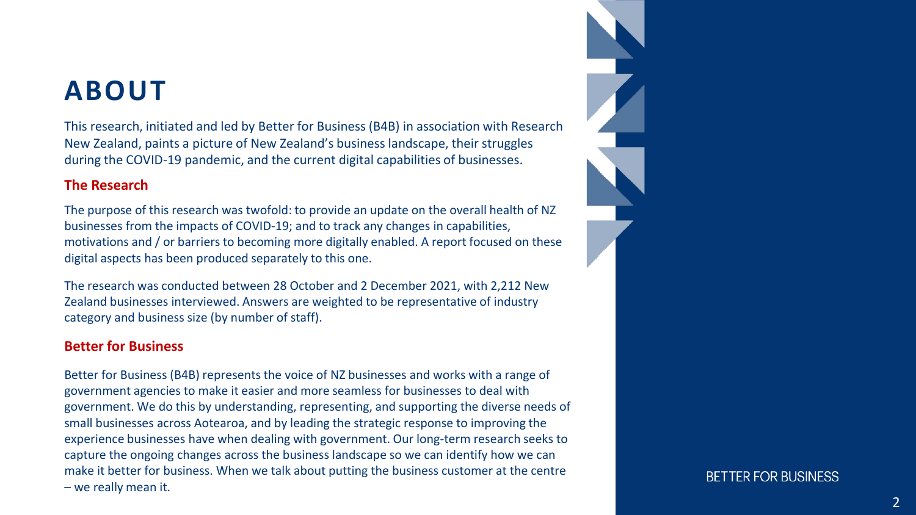# ABOUT

This research, initiated and led by Better for Business (B4B) in association with Research New Zealand, paints a picture of New Zealand's business landscape, their struggles during the COVID-19 pandemic, and the current digital capabilities of businesses.

## The Research

The purpose of this research was twofold: to provide an update on the overall health of NZ businesses from the impacts of COVID-19; and to track any changes in capabilities, motivations and / or barriers to becoming more digitally enabled. A report focused on these digital aspects has been produced separately to this one.

The research was conducted between 28 October and 2 December 2021, with 2,212 New Zealand businesses interviewed. Answers are weighted to be representative of industry category and business size (by number of staff).

## Better for Business

Better for Business (B4B) represents the voice of NZ businesses and works with a range of government agencies to make it easier and more seamless for businesses to deal with government. We do this by understanding, representing, and supporting the diverse needs of small businesses across Aotearoa, and by leading the strategic response to improving the experience businesses have when dealing with government. Our long-term research seeks to capture the ongoing changes across the business landscape so we can identify how we can make it better for business. When we talk about putting the business customer at the centre – we really mean it.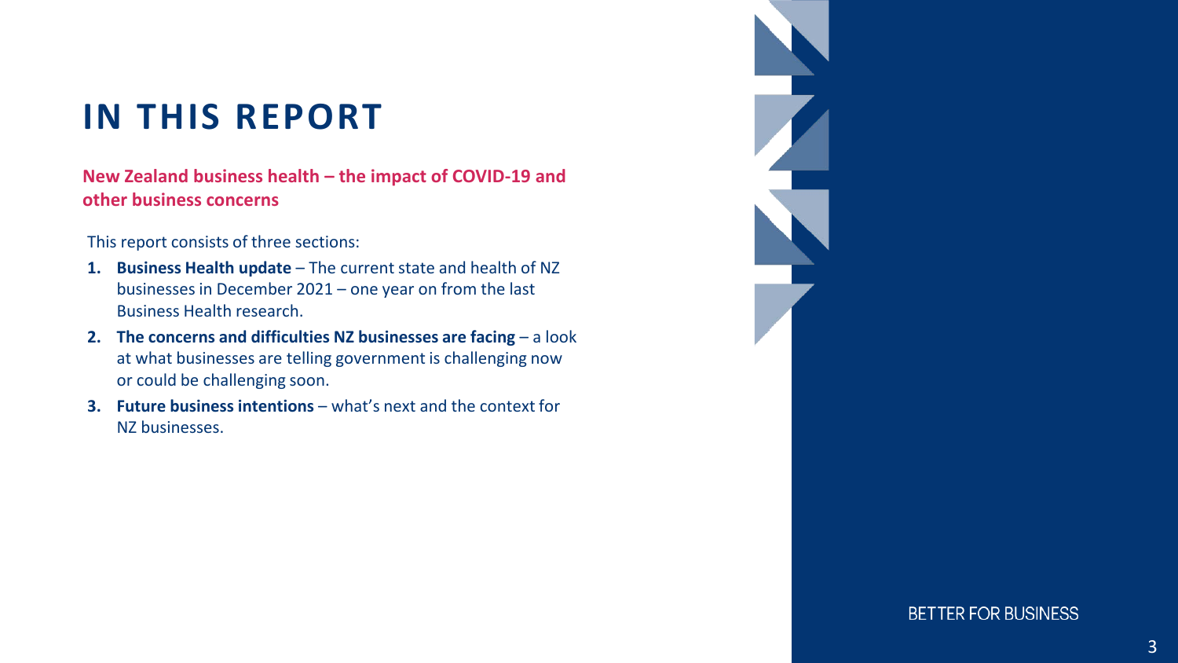# IN THIS REPORT

**New Zealand business health – the impact of COVID-19 and other business concerns**

This report consists of three sections:

1. **Business Health update** – The current state and health of NZ businesses in December 2021 – one year on from the last Business Health research.
2. **The concerns and difficulties NZ businesses are facing** – a look at what businesses are telling government is challenging now or could be challenging soon.
3. **Future business intentions** – what's next and the context for NZ businesses.

BETTER FOR BUSINESS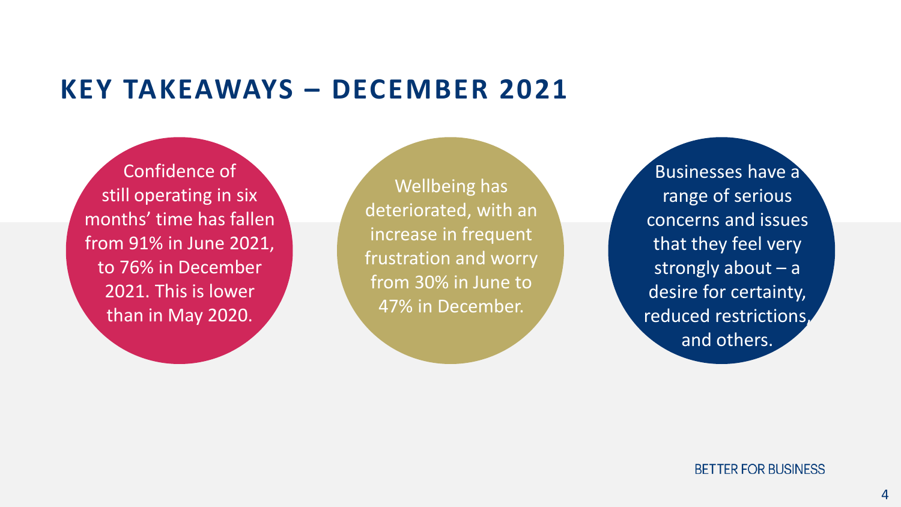# KEY TAKEAWAYS – DECEMBER 2021

Confidence of still operating in six months' time has fallen from 91% in June 2021, to 76% in December 2021. This is lower than in May 2020.

Wellbeing has deteriorated, with an increase in frequent frustration and worry from 30% in June to 47% in December.

Businesses have a range of serious concerns and issues that they feel very strongly about – a desire for certainty, reduced restrictions, and others.

BETTER FOR BUSINESS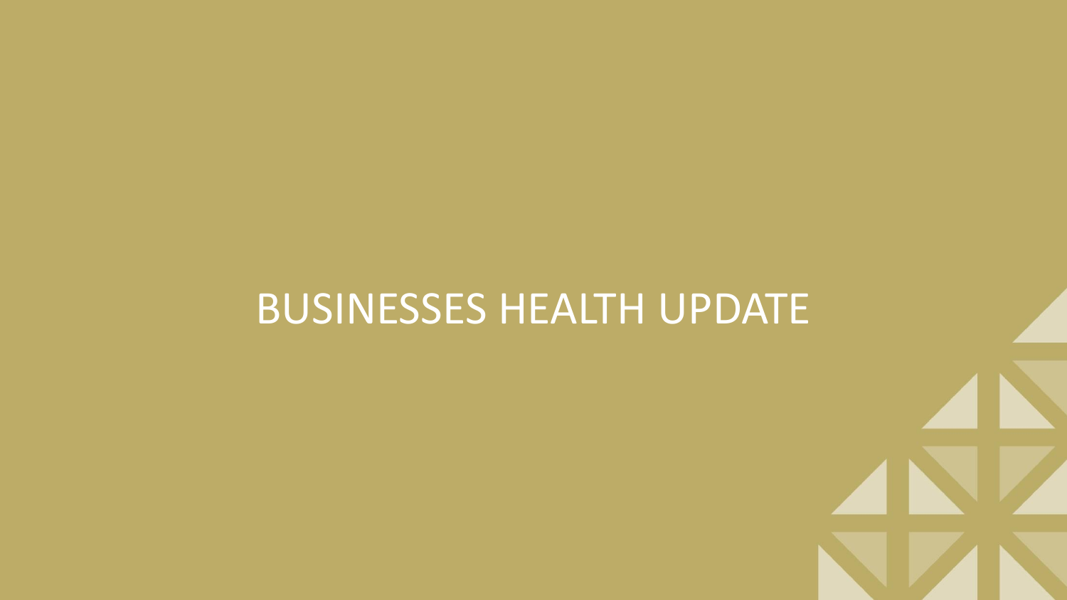# BUSINESSES HEALTH UPDATE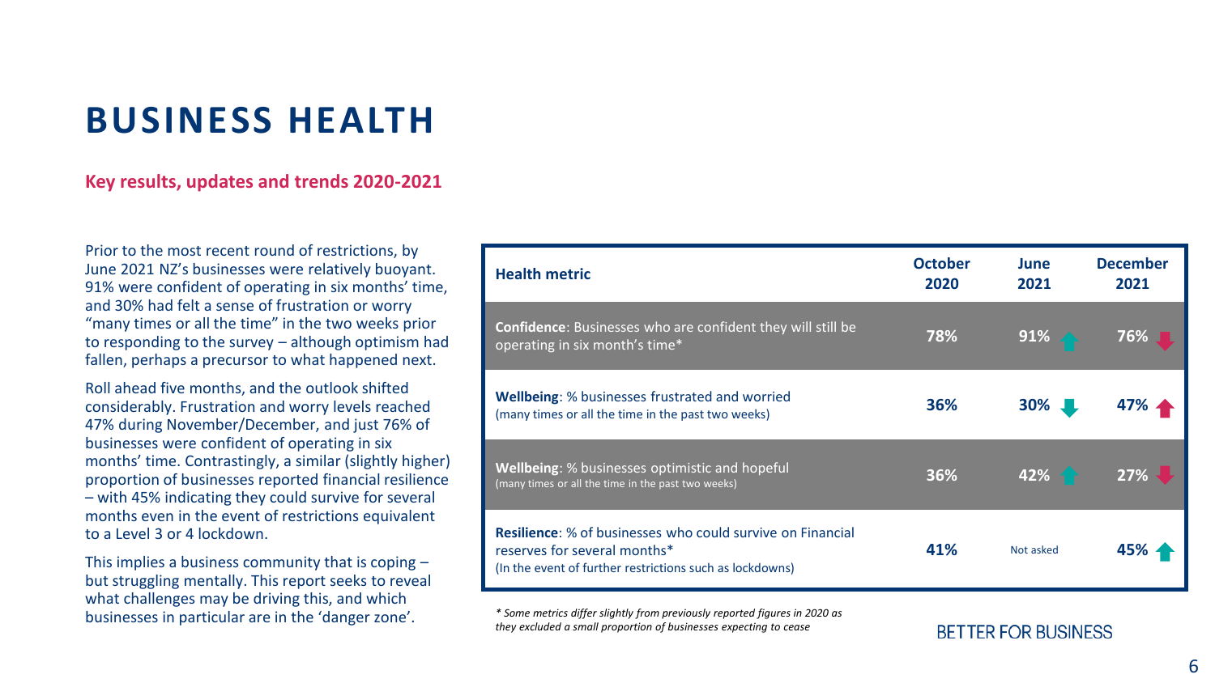# BUSINESS HEALTH

## Key results, updates and trends 2020-2021

Prior to the most recent round of restrictions, by June 2021 NZ's businesses were relatively buoyant. 91% were confident of operating in six months' time, and 30% had felt a sense of frustration or worry "many times or all the time" in the two weeks prior to responding to the survey – although optimism had fallen, perhaps a precursor to what happened next.

Roll ahead five months, and the outlook shifted considerably. Frustration and worry levels reached 47% during November/December, and just 76% of businesses were confident of operating in six months' time. Contrastingly, a similar (slightly higher) proportion of businesses reported financial resilience – with 45% indicating they could survive for several months even in the event of restrictions equivalent to a Level 3 or 4 lockdown.

This implies a business community that is coping – but struggling mentally. This report seeks to reveal what challenges may be driving this, and which businesses in particular are in the 'danger zone'.

| Health metric | October 2020 | June 2021 | December 2021 |
|---|---|---|---|
| **Confidence**: Businesses who are confident they will still be operating in six month's time* | 78% | 91% ↑ | 76% ↓ |
| **Wellbeing**: % businesses frustrated and worried (many times or all the time in the past two weeks) | 36% | 30% ↓ | 47% ↑ |
| **Wellbeing**: % businesses optimistic and hopeful (many times or all the time in the past two weeks) | 36% | 42% ↑ | 27% ↓ |
| **Resilience**: % of businesses who could survive on Financial reserves for several months* (In the event of further restrictions such as lockdowns) | 41% | Not asked | 45% ↑ |

*\* Some metrics differ slightly from previously reported figures in 2020 as they excluded a small proportion of businesses expecting to cease*

BETTER FOR BUSINESS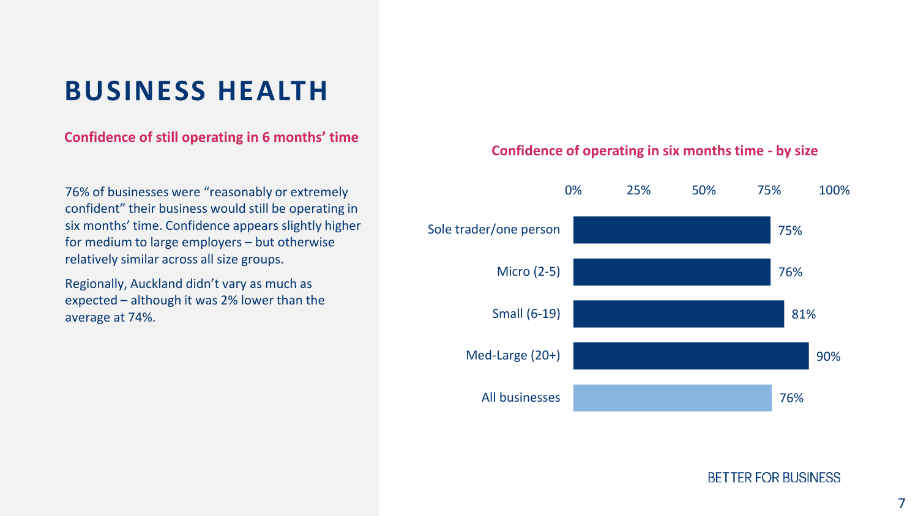# BUSINESS HEALTH

## Confidence of still operating in 6 months' time

76% of businesses were "reasonably or extremely confident" their business would still be operating in six months' time. Confidence appears slightly higher for medium to large employers – but otherwise relatively similar across all size groups.

Regionally, Auckland didn't vary as much as expected – although it was 2% lower than the average at 74%.

### Confidence of operating in six months time - by size

| Size | Confidence |
|---|---|
| Sole trader/one person | 75% |
| Micro (2-5) | 76% |
| Small (6-19) | 81% |
| Med-Large (20+) | 90% |
| All businesses | 76% |

BETTER FOR BUSINESS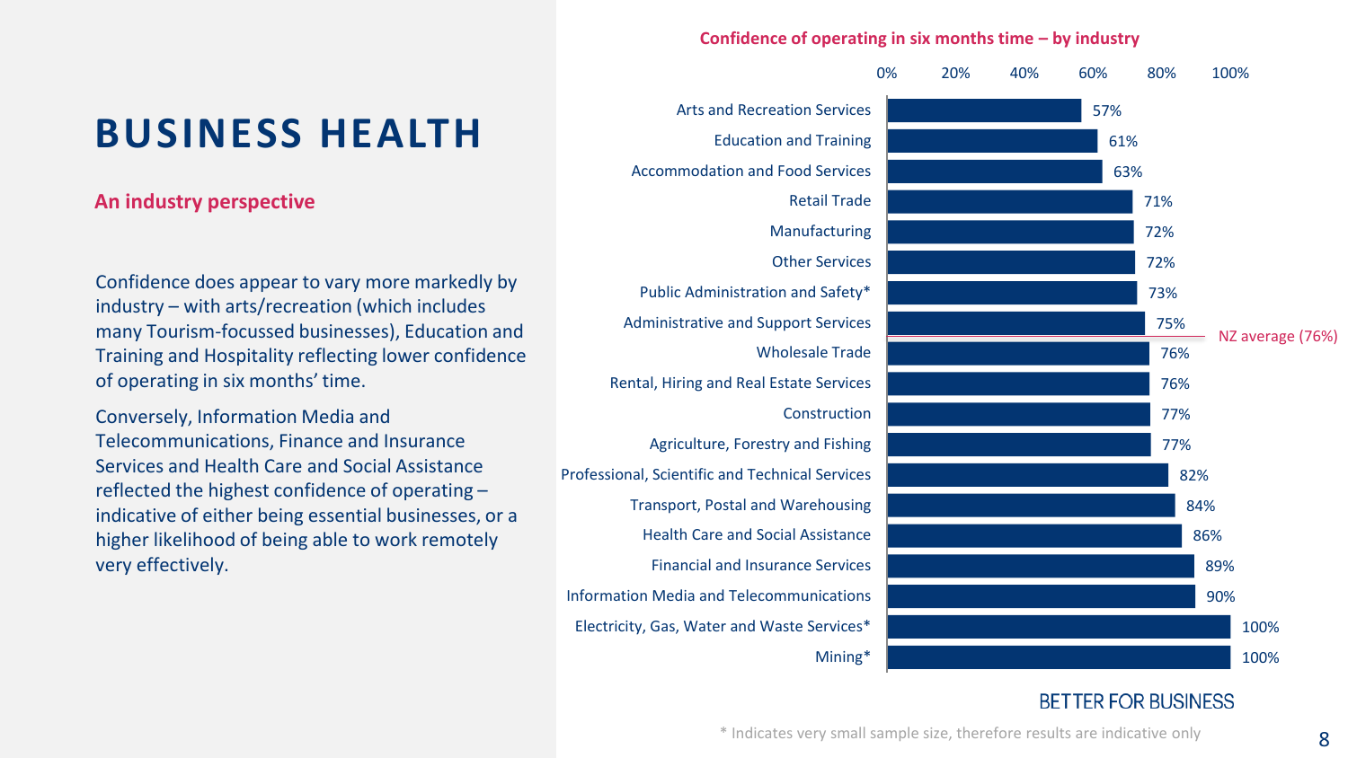# BUSINESS HEALTH

## An industry perspective

Confidence does appear to vary more markedly by industry – with arts/recreation (which includes many Tourism-focussed businesses), Education and Training and Hospitality reflecting lower confidence of operating in six months' time.

Conversely, Information Media and Telecommunications, Finance and Insurance Services and Health Care and Social Assistance reflected the highest confidence of operating – indicative of either being essential businesses, or a higher likelihood of being able to work remotely very effectively.

**Confidence of operating in six months time – by industry**

| Industry | Confidence |
| --- | --- |
| Arts and Recreation Services | 57% |
| Education and Training | 61% |
| Accommodation and Food Services | 63% |
| Retail Trade | 71% |
| Manufacturing | 72% |
| Other Services | 72% |
| Public Administration and Safety* | 73% |
| Administrative and Support Services | 75% |
| Wholesale Trade | 76% |
| Rental, Hiring and Real Estate Services | 76% |
| Construction | 77% |
| Agriculture, Forestry and Fishing | 77% |
| Professional, Scientific and Technical Services | 82% |
| Transport, Postal and Warehousing | 84% |
| Health Care and Social Assistance | 86% |
| Financial and Insurance Services | 89% |
| Information Media and Telecommunications | 90% |
| Electricity, Gas, Water and Waste Services* | 100% |
| Mining* | 100% |

NZ average (76%)

BETTER FOR BUSINESS

\* Indicates very small sample size, therefore results are indicative only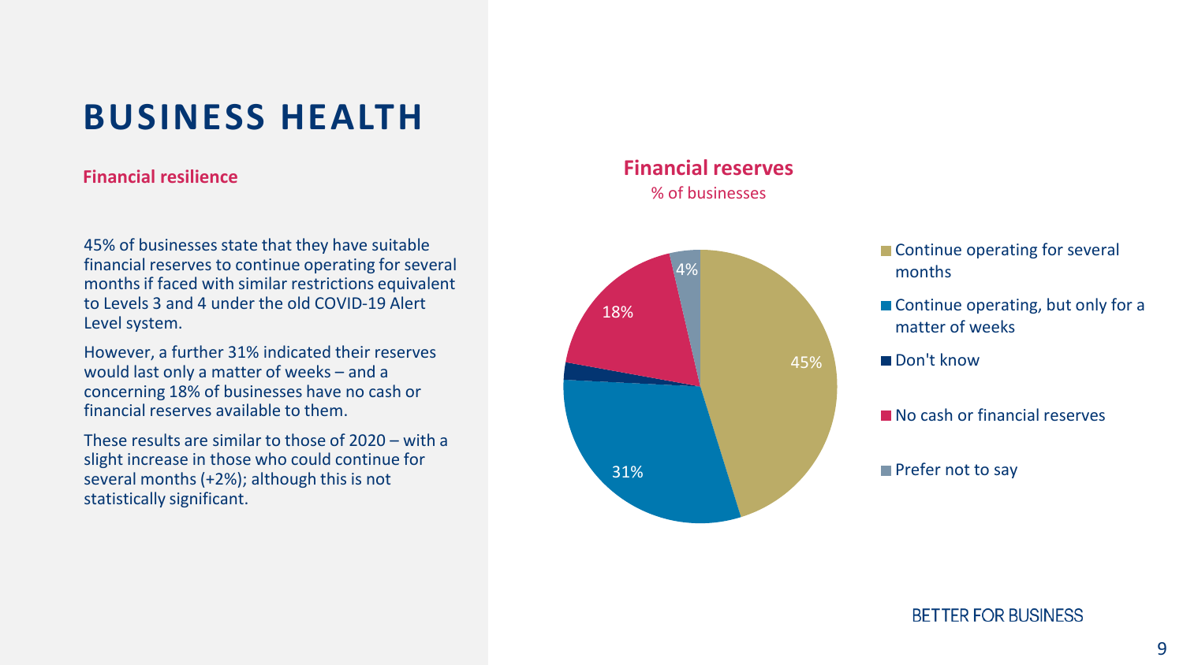# BUSINESS HEALTH

## Financial resilience

45% of businesses state that they have suitable financial reserves to continue operating for several months if faced with similar restrictions equivalent to Levels 3 and 4 under the old COVID-19 Alert Level system.

However, a further 31% indicated their reserves would last only a matter of weeks – and a concerning 18% of businesses have no cash or financial reserves available to them.

These results are similar to those of 2020 – with a slight increase in those who could continue for several months (+2%); although this is not statistically significant.

**Financial reserves**

% of businesses

| Response | % |
| --- | --- |
| Continue operating for several months | 45% |
| Continue operating, but only for a matter of weeks | 31% |
| Don't know | |
| No cash or financial reserves | 18% |
| Prefer not to say | 4% |

BETTER FOR BUSINESS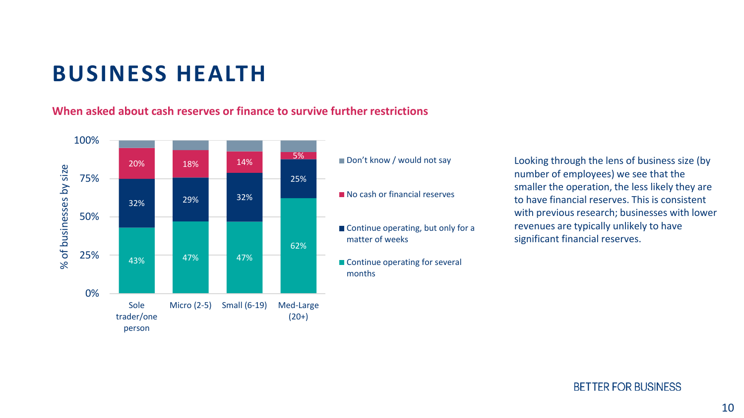# BUSINESS HEALTH

**When asked about cash reserves or finance to survive further restrictions**

| % of businesses by size | Sole trader/one person | Micro (2-5) | Small (6-19) | Med-Large (20+) |
|---|---|---|---|---|
| Don't know / would not say | | | | |
| No cash or financial reserves | 20% | 18% | 14% | 5% |
| Continue operating, but only for a matter of weeks | 32% | 29% | 32% | 25% |
| Continue operating for several months | 43% | 47% | 47% | 62% |

Looking through the lens of business size (by number of employees) we see that the smaller the operation, the less likely they are to have financial reserves. This is consistent with previous research; businesses with lower revenues are typically unlikely to have significant financial reserves.

BETTER FOR BUSINESS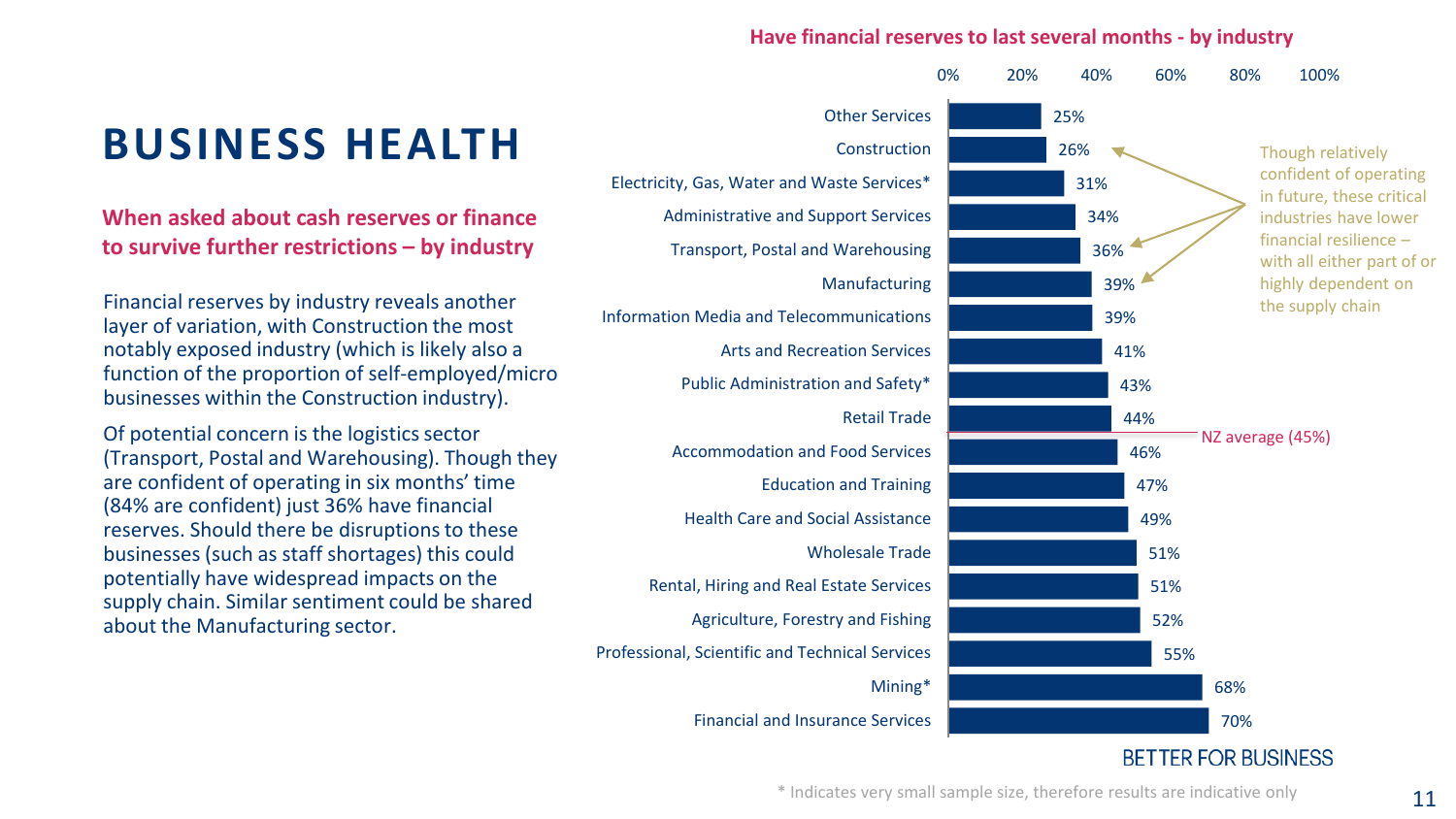# BUSINESS HEALTH

## When asked about cash reserves or finance to survive further restrictions – by industry

Financial reserves by industry reveals another layer of variation, with Construction the most notably exposed industry (which is likely also a function of the proportion of self-employed/micro businesses within the Construction industry).

Of potential concern is the logistics sector (Transport, Postal and Warehousing). Though they are confident of operating in six months' time (84% are confident) just 36% have financial reserves. Should there be disruptions to these businesses (such as staff shortages) this could potentially have widespread impacts on the supply chain. Similar sentiment could be shared about the Manufacturing sector.

**Have financial reserves to last several months - by industry**

| Industry | Have financial reserves |
|---|---|
| Other Services | 25% |
| Construction | 26% |
| Electricity, Gas, Water and Waste Services* | 31% |
| Administrative and Support Services | 34% |
| Transport, Postal and Warehousing | 36% |
| Manufacturing | 39% |
| Information Media and Telecommunications | 39% |
| Arts and Recreation Services | 41% |
| Public Administration and Safety* | 43% |
| Retail Trade | 44% |
| Accommodation and Food Services | 46% |
| Education and Training | 47% |
| Health Care and Social Assistance | 49% |
| Wholesale Trade | 51% |
| Rental, Hiring and Real Estate Services | 51% |
| Agriculture, Forestry and Fishing | 52% |
| Professional, Scientific and Technical Services | 55% |
| Mining* | 68% |
| Financial and Insurance Services | 70% |

NZ average (45%)

Though relatively confident of operating in future, these critical industries have lower financial resilience – with all either part of or highly dependent on the supply chain

BETTER FOR BUSINESS

\* Indicates very small sample size, therefore results are indicative only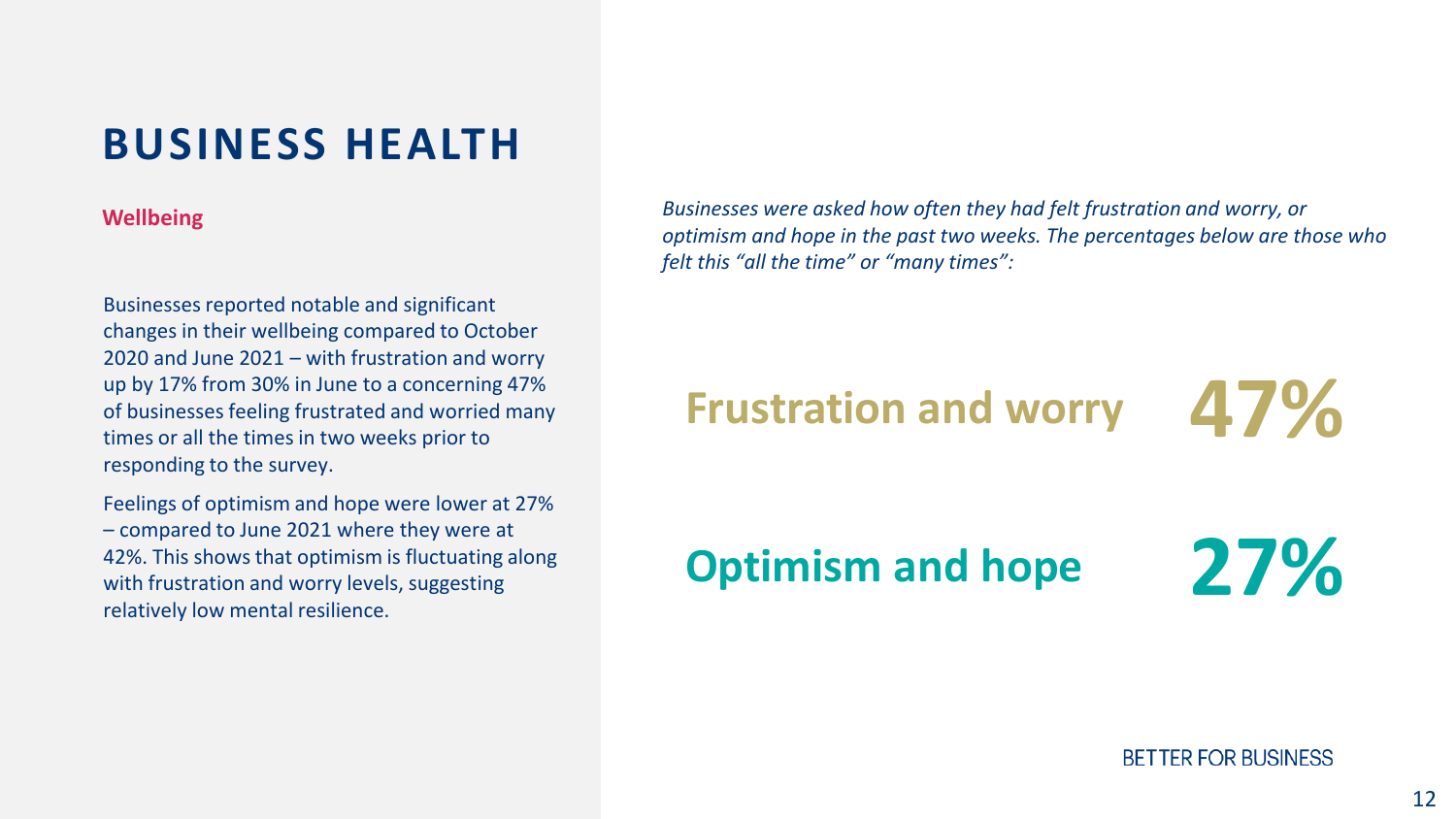# BUSINESS HEALTH

## Wellbeing

Businesses reported notable and significant changes in their wellbeing compared to October 2020 and June 2021 – with frustration and worry up by 17% from 30% in June to a concerning 47% of businesses feeling frustrated and worried many times or all the times in two weeks prior to responding to the survey.

Feelings of optimism and hope were lower at 27% – compared to June 2021 where they were at 42%. This shows that optimism is fluctuating along with frustration and worry levels, suggesting relatively low mental resilience.

*Businesses were asked how often they had felt frustration and worry, or optimism and hope in the past two weeks. The percentages below are those who felt this "all the time" or "many times":*

**Frustration and worry 47%**

**Optimism and hope 27%**

BETTER FOR BUSINESS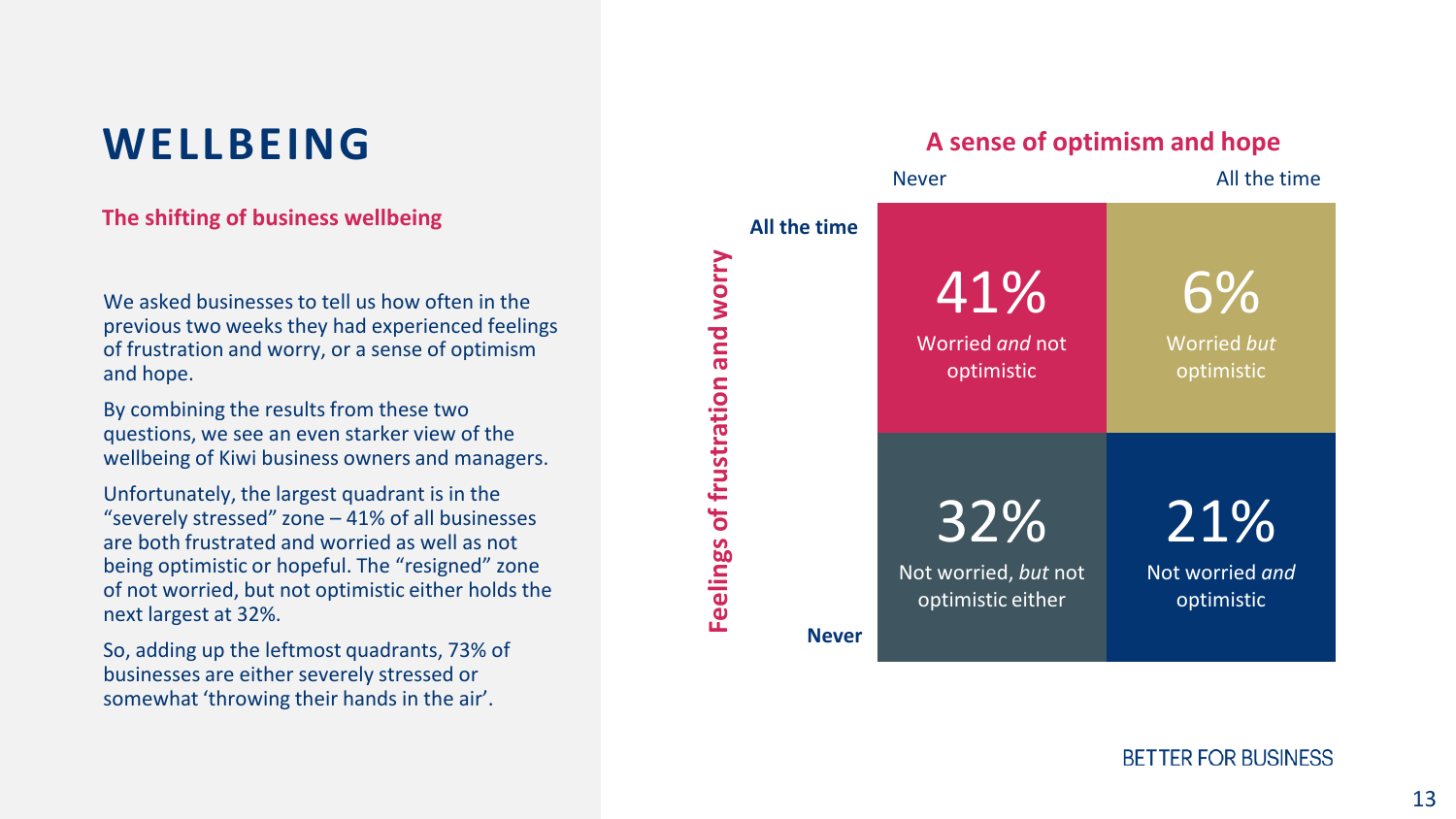# WELLBEING

## The shifting of business wellbeing

We asked businesses to tell us how often in the previous two weeks they had experienced feelings of frustration and worry, or a sense of optimism and hope.

By combining the results from these two questions, we see an even starker view of the wellbeing of Kiwi business owners and managers.

Unfortunately, the largest quadrant is in the "severely stressed" zone – 41% of all businesses are both frustrated and worried as well as not being optimistic or hopeful. The "resigned" zone of not worried, but not optimistic either holds the next largest at 32%.

So, adding up the leftmost quadrants, 73% of businesses are either severely stressed or somewhat 'throwing their hands in the air'.

### A sense of optimism and hope

| Feelings of frustration and worry | Optimism: Never | Optimism: All the time |
|---|---|---|
| **All the time** | 41% Worried *and* not optimistic | 6% Worried *but* optimistic |
| **Never** | 32% Not worried, *but* not optimistic either | 21% Not worried *and* optimistic |

BETTER FOR BUSINESS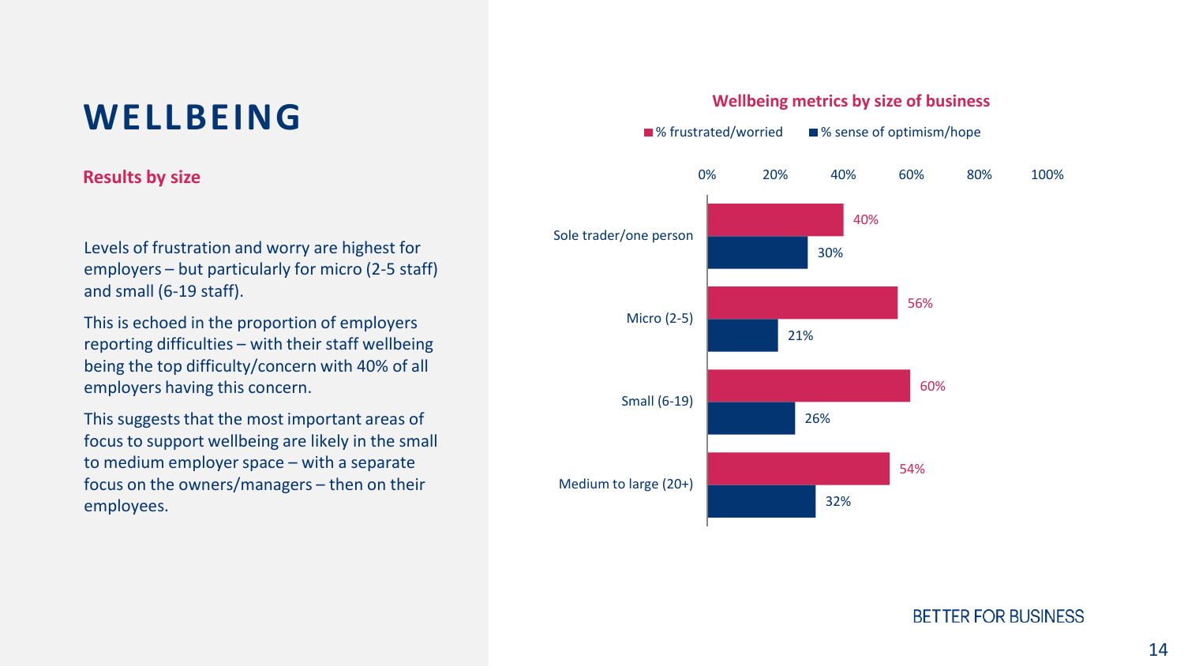# WELLBEING

## Results by size

Levels of frustration and worry are highest for employers – but particularly for micro (2-5 staff) and small (6-19 staff).

This is echoed in the proportion of employers reporting difficulties – with their staff wellbeing being the top difficulty/concern with 40% of all employers having this concern.

This suggests that the most important areas of focus to support wellbeing are likely in the small to medium employer space – with a separate focus on the owners/managers – then on their employees.

**Wellbeing metrics by size of business**

| Size of business | % frustrated/worried | % sense of optimism/hope |
| --- | --- | --- |
| Sole trader/one person | 40% | 30% |
| Micro (2-5) | 56% | 21% |
| Small (6-19) | 60% | 26% |
| Medium to large (20+) | 54% | 32% |

BETTER FOR BUSINESS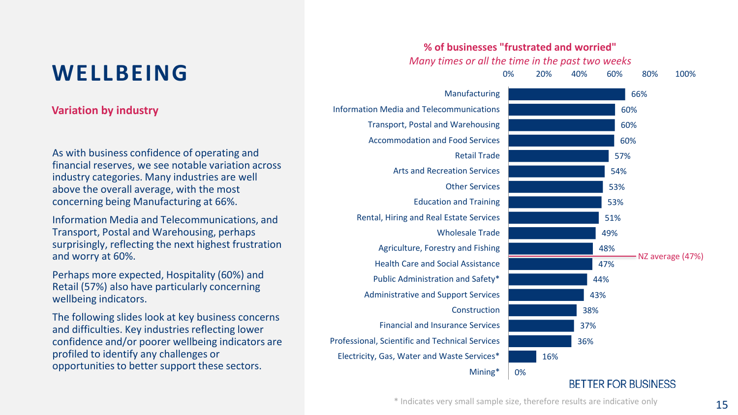# WELLBEING

## Variation by industry

As with business confidence of operating and financial reserves, we see notable variation across industry categories. Many industries are well above the overall average, with the most concerning being Manufacturing at 66%.

Information Media and Telecommunications, and Transport, Postal and Warehousing, perhaps surprisingly, reflecting the next highest frustration and worry at 60%.

Perhaps more expected, Hospitality (60%) and Retail (57%) also have particularly concerning wellbeing indicators.

The following slides look at key business concerns and difficulties. Key industries reflecting lower confidence and/or poorer wellbeing indicators are profiled to identify any challenges or opportunities to better support these sectors.

**% of businesses "frustrated and worried"**

*Many times or all the time in the past two weeks*

| Industry | % |
| --- | --- |
| Manufacturing | 66% |
| Information Media and Telecommunications | 60% |
| Transport, Postal and Warehousing | 60% |
| Accommodation and Food Services | 60% |
| Retail Trade | 57% |
| Arts and Recreation Services | 54% |
| Other Services | 53% |
| Education and Training | 53% |
| Rental, Hiring and Real Estate Services | 51% |
| Wholesale Trade | 49% |
| Agriculture, Forestry and Fishing | 48% |
| NZ average | 47% |
| Health Care and Social Assistance | 47% |
| Public Administration and Safety* | 44% |
| Administrative and Support Services | 43% |
| Construction | 38% |
| Financial and Insurance Services | 37% |
| Professional, Scientific and Technical Services | 36% |
| Electricity, Gas, Water and Waste Services* | 16% |
| Mining* | 0% |

BETTER FOR BUSINESS

\* Indicates very small sample size, therefore results are indicative only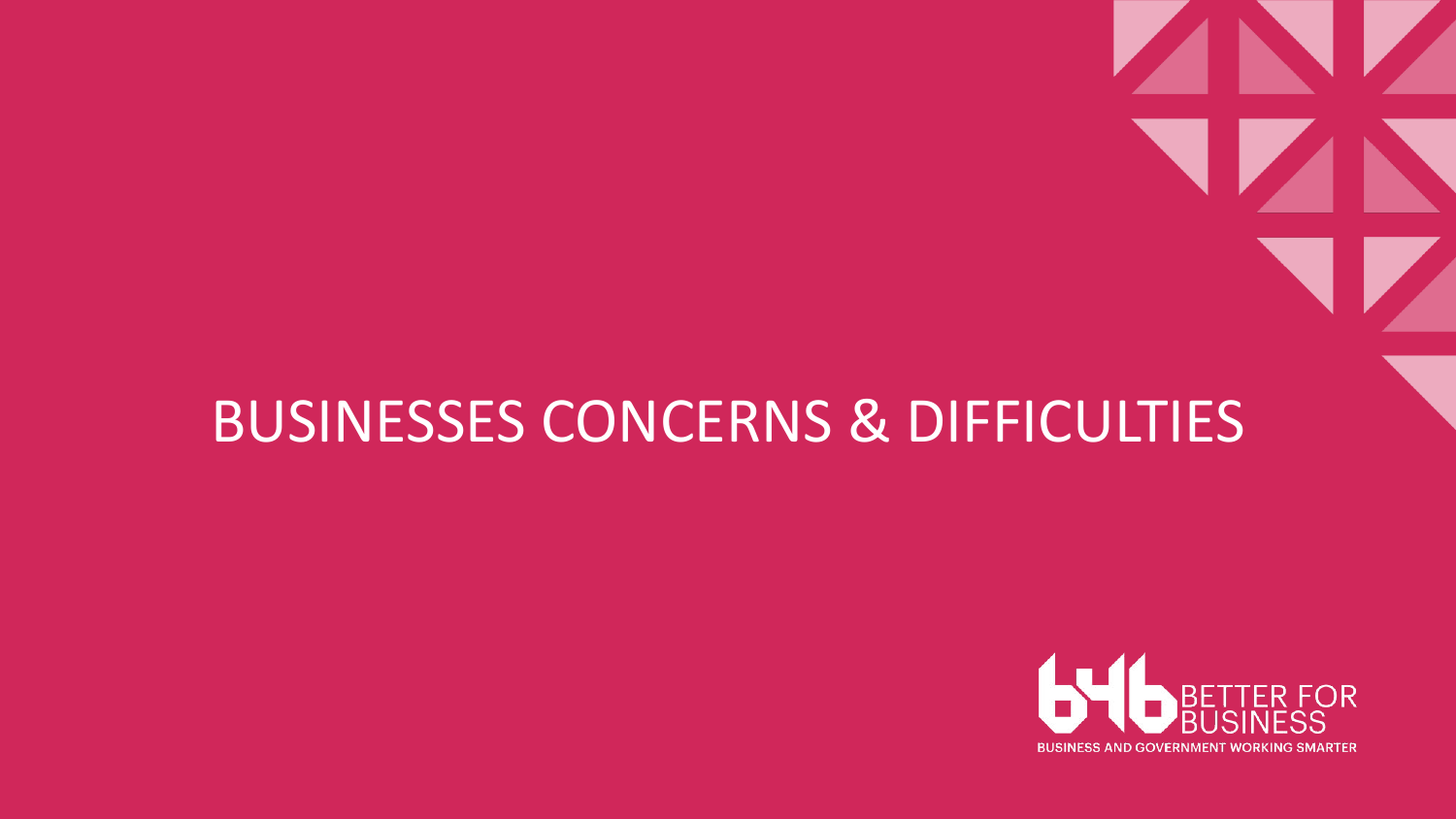# BUSINESSES CONCERNS & DIFFICULTIES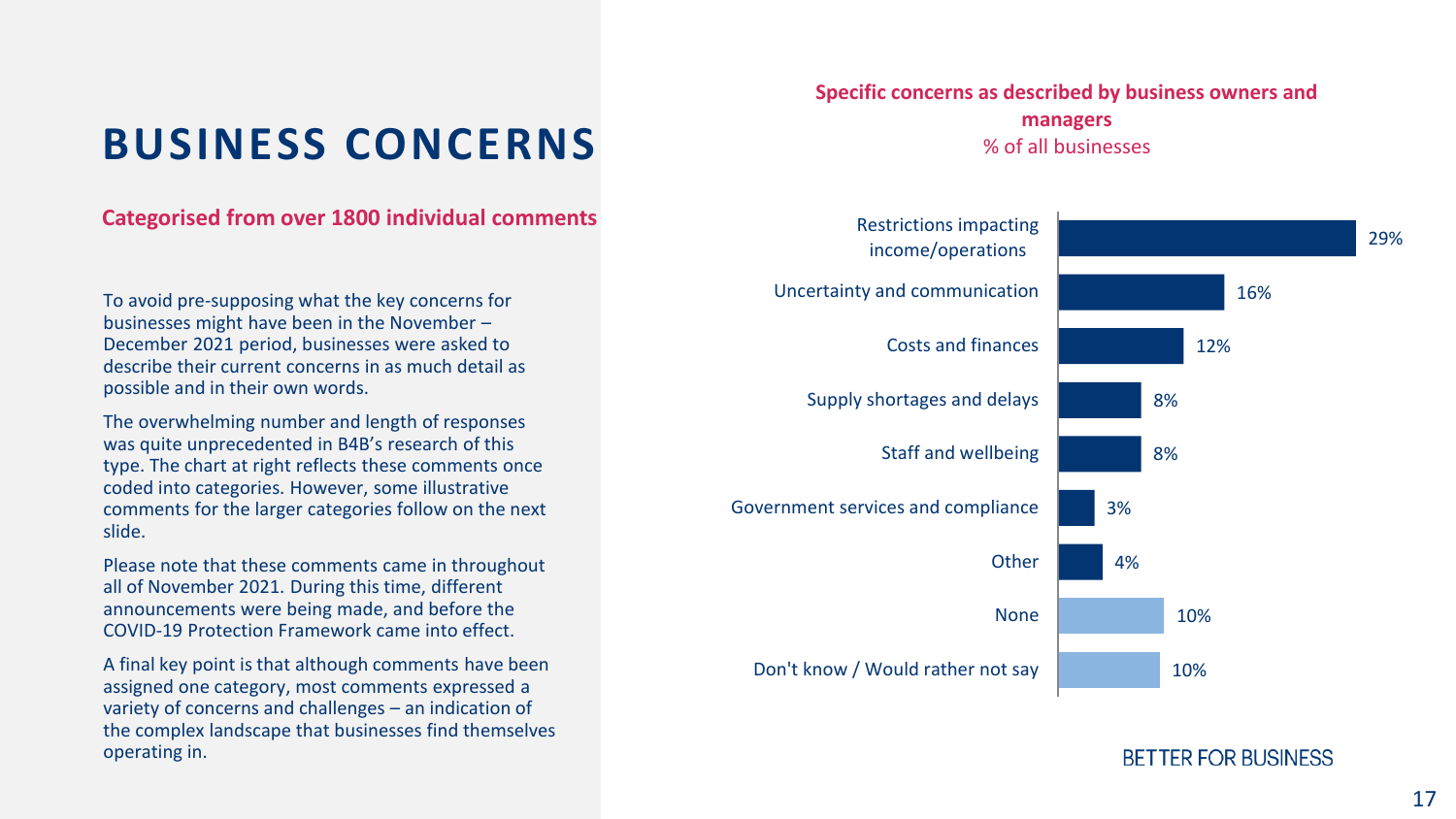# BUSINESS CONCERNS

**Categorised from over 1800 individual comments**

To avoid pre-supposing what the key concerns for businesses might have been in the November – December 2021 period, businesses were asked to describe their current concerns in as much detail as possible and in their own words.

The overwhelming number and length of responses was quite unprecedented in B4B's research of this type. The chart at right reflects these comments once coded into categories. However, some illustrative comments for the larger categories follow on the next slide.

Please note that these comments came in throughout all of November 2021. During this time, different announcements were being made, and before the COVID-19 Protection Framework came into effect.

A final key point is that although comments have been assigned one category, most comments expressed a variety of concerns and challenges – an indication of the complex landscape that businesses find themselves operating in.

**Specific concerns as described by business owners and managers**

% of all businesses

| Concern | % |
|---|---|
| Restrictions impacting income/operations | 29% |
| Uncertainty and communication | 16% |
| Costs and finances | 12% |
| Supply shortages and delays | 8% |
| Staff and wellbeing | 8% |
| Government services and compliance | 3% |
| Other | 4% |
| None | 10% |
| Don't know / Would rather not say | 10% |

BETTER FOR BUSINESS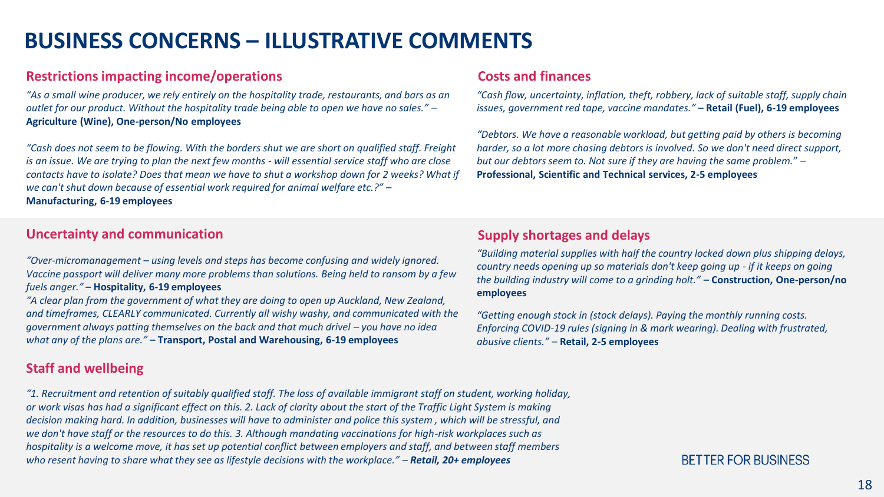# BUSINESS CONCERNS – ILLUSTRATIVE COMMENTS

## Restrictions impacting income/operations

*"As a small wine producer, we rely entirely on the hospitality trade, restaurants, and bars as an outlet for our product. Without the hospitality trade being able to open we have no sales."* – **Agriculture (Wine), One-person/No employees**

*"Cash does not seem to be flowing. With the borders shut we are short on qualified staff. Freight is an issue. We are trying to plan the next few months - will essential service staff who are close contacts have to isolate? Does that mean we have to shut a workshop down for 2 weeks? What if we can't shut down because of essential work required for animal welfare etc.?"* – **Manufacturing, 6-19 employees**

## Costs and finances

*"Cash flow, uncertainty, inflation, theft, robbery, lack of suitable staff, supply chain issues, government red tape, vaccine mandates."* **– Retail (Fuel), 6-19 employees**

*"Debtors. We have a reasonable workload, but getting paid by others is becoming harder, so a lot more chasing debtors is involved. So we don't need direct support, but our debtors seem to. Not sure if they are having the same problem."* – **Professional, Scientific and Technical services, 2-5 employees**

## Uncertainty and communication

*"Over-micromanagement – using levels and steps has become confusing and widely ignored. Vaccine passport will deliver many more problems than solutions. Being held to ransom by a few fuels anger."* **– Hospitality, 6-19 employees**

*"A clear plan from the government of what they are doing to open up Auckland, New Zealand, and timeframes, CLEARLY communicated. Currently all wishy washy, and communicated with the government always patting themselves on the back and that much drivel – you have no idea what any of the plans are."* **– Transport, Postal and Warehousing, 6-19 employees**

## Supply shortages and delays

*"Building material supplies with half the country locked down plus shipping delays, country needs opening up so materials don't keep going up - if it keeps on going the building industry will come to a grinding holt."* **– Construction, One-person/no employees**

*"Getting enough stock in (stock delays). Paying the monthly running costs. Enforcing COVID-19 rules (signing in & mark wearing). Dealing with frustrated, abusive clients."* – **Retail, 2-5 employees**

## Staff and wellbeing

*"1. Recruitment and retention of suitably qualified staff. The loss of available immigrant staff on student, working holiday, or work visas has had a significant effect on this. 2. Lack of clarity about the start of the Traffic Light System is making decision making hard. In addition, businesses will have to administer and police this system , which will be stressful, and we don't have staff or the resources to do this. 3. Although mandating vaccinations for high-risk workplaces such as hospitality is a welcome move, it has set up potential conflict between employers and staff, and between staff members who resent having to share what they see as lifestyle decisions with the workplace."* – ***Retail, 20+ employees***

BETTER FOR BUSINESS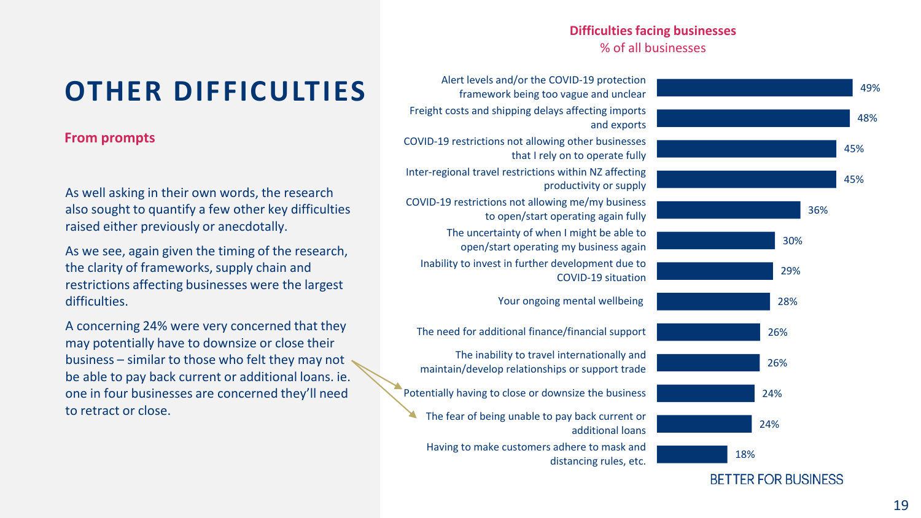# OTHER DIFFICULTIES

**From prompts**

As well asking in their own words, the research also sought to quantify a few other key difficulties raised either previously or anecdotally.

As we see, again given the timing of the research, the clarity of frameworks, supply chain and restrictions affecting businesses were the largest difficulties.

A concerning 24% were very concerned that they may potentially have to downsize or close their business – similar to those who felt they may not be able to pay back current or additional loans. ie. one in four businesses are concerned they'll need to retract or close.

**Difficulties facing businesses**
% of all businesses

| Difficulty | % |
|---|---|
| Alert levels and/or the COVID-19 protection framework being too vague and unclear | 49% |
| Freight costs and shipping delays affecting imports and exports | 48% |
| COVID-19 restrictions not allowing other businesses that I rely on to operate fully | 45% |
| Inter-regional travel restrictions within NZ affecting productivity or supply | 45% |
| COVID-19 restrictions not allowing me/my business to open/start operating again fully | 36% |
| The uncertainty of when I might be able to open/start operating my business again | 30% |
| Inability to invest in further development due to COVID-19 situation | 29% |
| Your ongoing mental wellbeing | 28% |
| The need for additional finance/financial support | 26% |
| The inability to travel internationally and maintain/develop relationships or support trade | 26% |
| Potentially having to close or downsize the business | 24% |
| The fear of being unable to pay back current or additional loans | 24% |
| Having to make customers adhere to mask and distancing rules, etc. | 18% |

BETTER FOR BUSINESS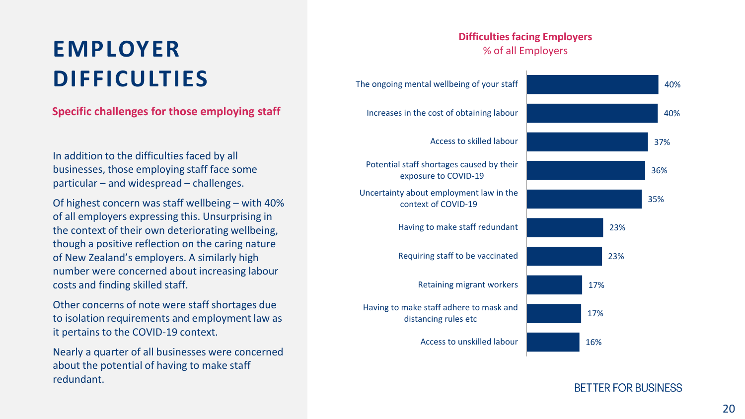# EMPLOYER DIFFICULTIES

**Specific challenges for those employing staff**

In addition to the difficulties faced by all businesses, those employing staff face some particular – and widespread – challenges.

Of highest concern was staff wellbeing – with 40% of all employers expressing this. Unsurprising in the context of their own deteriorating wellbeing, though a positive reflection on the caring nature of New Zealand's employers. A similarly high number were concerned about increasing labour costs and finding skilled staff.

Other concerns of note were staff shortages due to isolation requirements and employment law as it pertains to the COVID-19 context.

Nearly a quarter of all businesses were concerned about the potential of having to make staff redundant.

**Difficulties facing Employers**
% of all Employers

| Difficulty | % of all Employers |
| --- | --- |
| The ongoing mental wellbeing of your staff | 40% |
| Increases in the cost of obtaining labour | 40% |
| Access to skilled labour | 37% |
| Potential staff shortages caused by their exposure to COVID-19 | 36% |
| Uncertainty about employment law in the context of COVID-19 | 35% |
| Having to make staff redundant | 23% |
| Requiring staff to be vaccinated | 23% |
| Retaining migrant workers | 17% |
| Having to make staff adhere to mask and distancing rules etc | 17% |
| Access to unskilled labour | 16% |

BETTER FOR BUSINESS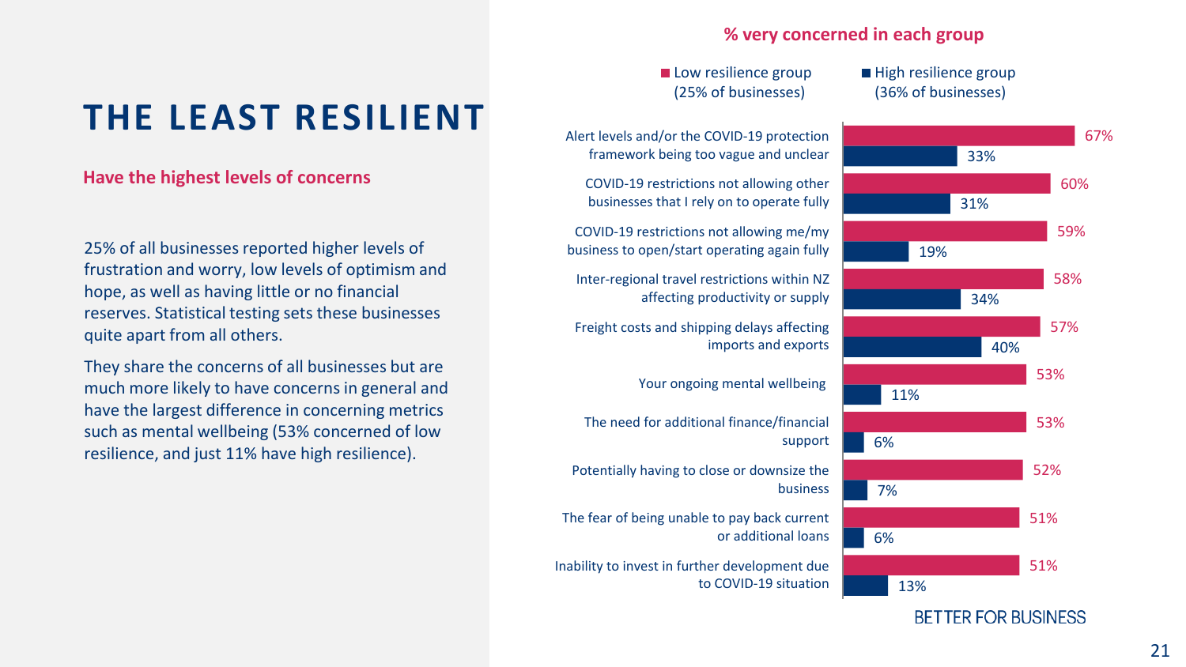# THE LEAST RESILIENT

**Have the highest levels of concerns**

25% of all businesses reported higher levels of frustration and worry, low levels of optimism and hope, as well as having little or no financial reserves. Statistical testing sets these businesses quite apart from all others.

They share the concerns of all businesses but are much more likely to have concerns in general and have the largest difference in concerning metrics such as mental wellbeing (53% concerned of low resilience, and just 11% have high resilience).

**% very concerned in each group**

| Concern | Low resilience group (25% of businesses) | High resilience group (36% of businesses) |
| --- | --- | --- |
| Alert levels and/or the COVID-19 protection framework being too vague and unclear | 67% | 33% |
| COVID-19 restrictions not allowing other businesses that I rely on to operate fully | 60% | 31% |
| COVID-19 restrictions not allowing me/my business to open/start operating again fully | 59% | 19% |
| Inter-regional travel restrictions within NZ affecting productivity or supply | 58% | 34% |
| Freight costs and shipping delays affecting imports and exports | 57% | 40% |
| Your ongoing mental wellbeing | 53% | 11% |
| The need for additional finance/financial support | 53% | 6% |
| Potentially having to close or downsize the business | 52% | 7% |
| The fear of being unable to pay back current or additional loans | 51% | 6% |
| Inability to invest in further development due to COVID-19 situation | 51% | 13% |

BETTER FOR BUSINESS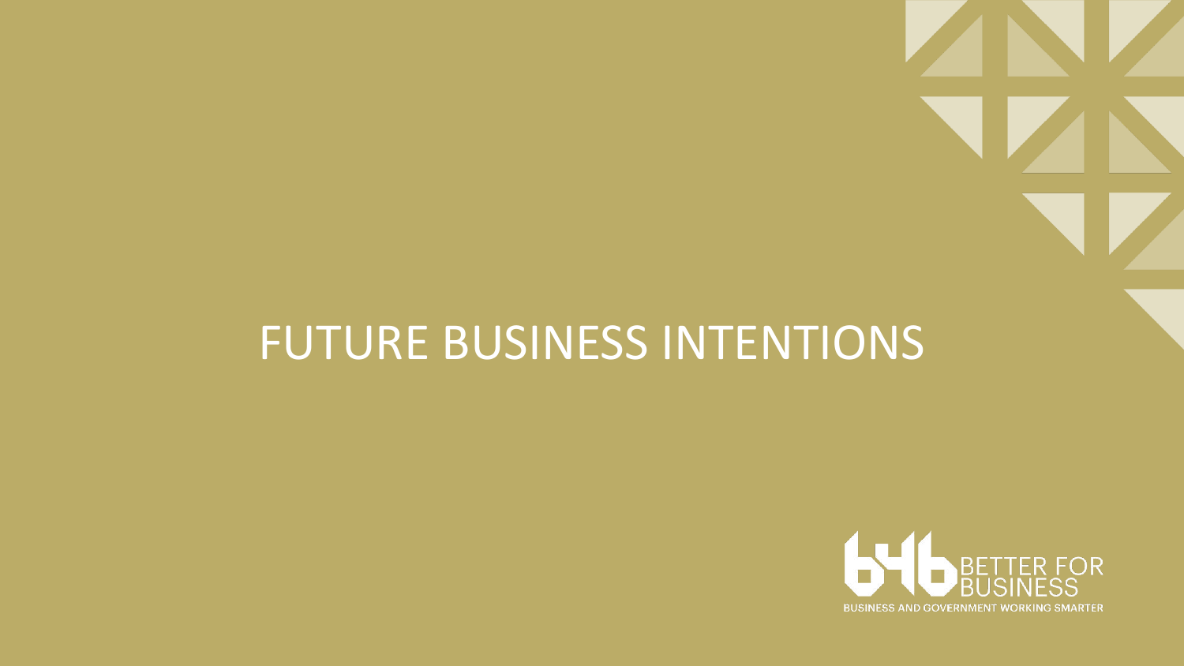# FUTURE BUSINESS INTENTIONS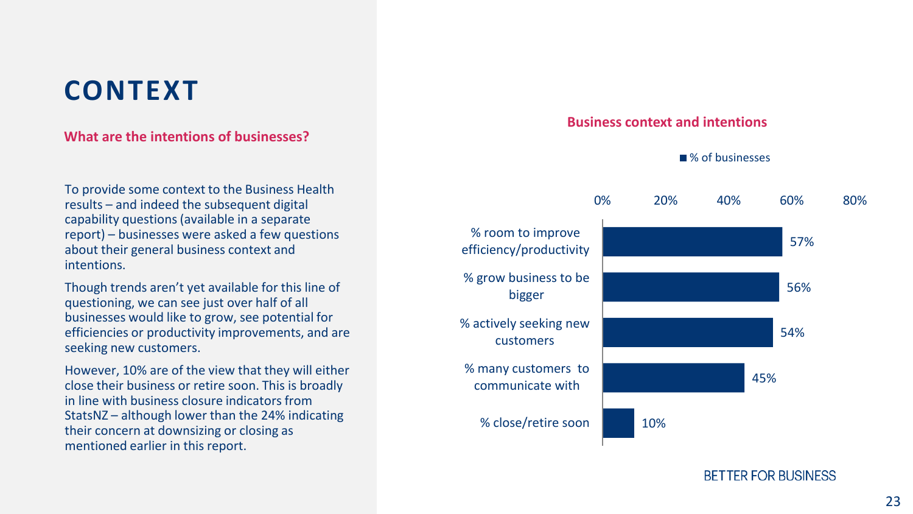# CONTEXT

## What are the intentions of businesses?

To provide some context to the Business Health results – and indeed the subsequent digital capability questions (available in a separate report) – businesses were asked a few questions about their general business context and intentions.

Though trends aren't yet available for this line of questioning, we can see just over half of all businesses would like to grow, see potential for efficiencies or productivity improvements, and are seeking new customers.

However, 10% are of the view that they will either close their business or retire soon. This is broadly in line with business closure indicators from StatsNZ – although lower than the 24% indicating their concern at downsizing or closing as mentioned earlier in this report.

**Business context and intentions**

| | % of businesses |
|---|---|
| % room to improve efficiency/productivity | 57% |
| % grow business to be bigger | 56% |
| % actively seeking new customers | 54% |
| % many customers to communicate with | 45% |
| % close/retire soon | 10% |

BETTER FOR BUSINESS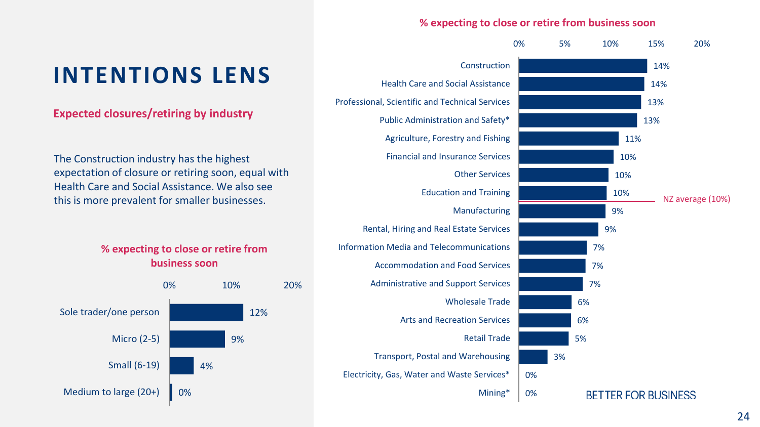# INTENTIONS LENS

## Expected closures/retiring by industry

The Construction industry has the highest expectation of closure or retiring soon, equal with Health Care and Social Assistance. We also see this is more prevalent for smaller businesses.

**% expecting to close or retire from business soon**

| Business size | % |
| --- | --- |
| Sole trader/one person | 12% |
| Micro (2-5) | 9% |
| Small (6-19) | 4% |
| Medium to large (20+) | 0% |

**% expecting to close or retire from business soon**

| Industry | % |
| --- | --- |
| Construction | 14% |
| Health Care and Social Assistance | 14% |
| Professional, Scientific and Technical Services | 13% |
| Public Administration and Safety* | 13% |
| Agriculture, Forestry and Fishing | 11% |
| Financial and Insurance Services | 10% |
| Other Services | 10% |
| Education and Training | 10% |
| Manufacturing | 9% |
| Rental, Hiring and Real Estate Services | 9% |
| Information Media and Telecommunications | 7% |
| Accommodation and Food Services | 7% |
| Administrative and Support Services | 7% |
| Wholesale Trade | 6% |
| Arts and Recreation Services | 6% |
| Retail Trade | 5% |
| Transport, Postal and Warehousing | 3% |
| Electricity, Gas, Water and Waste Services* | 0% |
| Mining* | 0% |

NZ average (10%)

BETTER FOR BUSINESS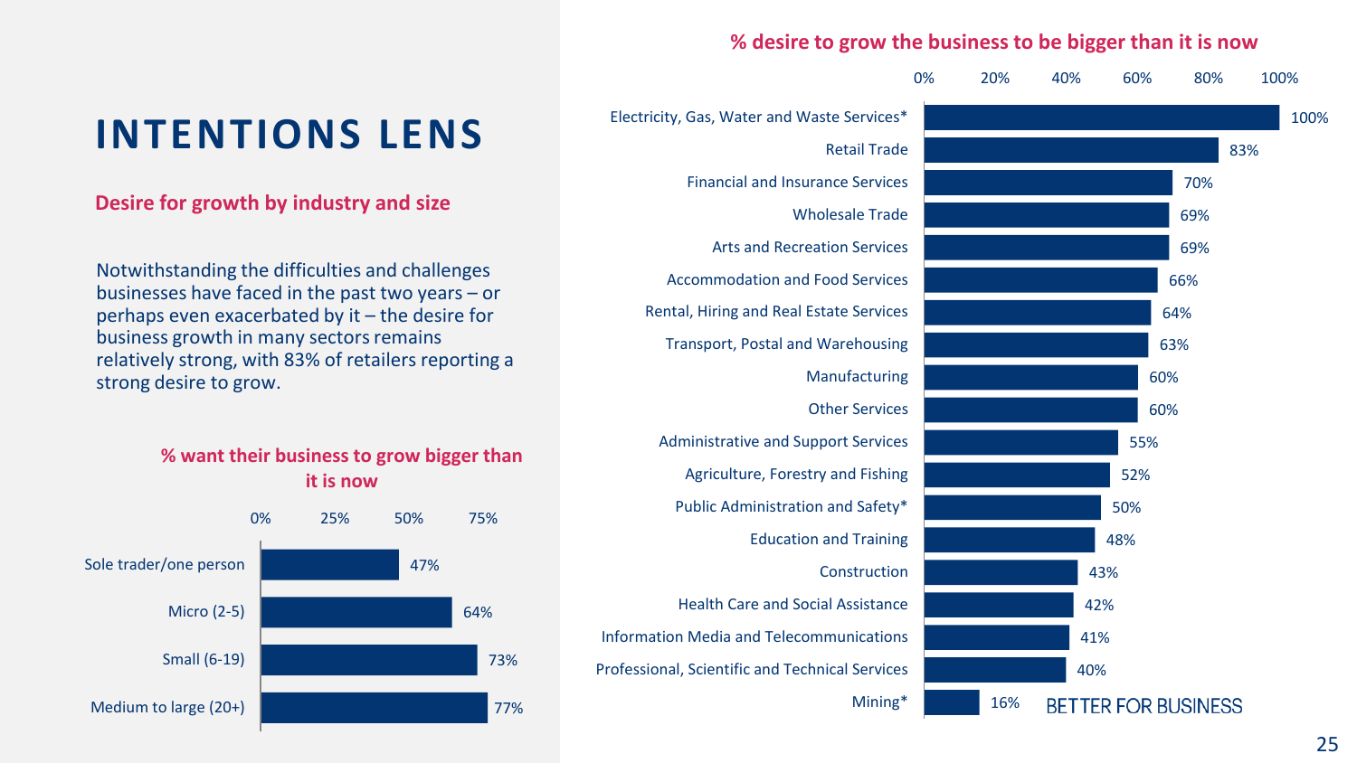# INTENTIONS LENS

## Desire for growth by industry and size

Notwithstanding the difficulties and challenges businesses have faced in the past two years – or perhaps even exacerbated by it – the desire for business growth in many sectors remains relatively strong, with 83% of retailers reporting a strong desire to grow.

**% want their business to grow bigger than it is now**

| Business size | % |
| --- | --- |
| Sole trader/one person | 47% |
| Micro (2-5) | 64% |
| Small (6-19) | 73% |
| Medium to large (20+) | 77% |

**% desire to grow the business to be bigger than it is now**

| Industry | % |
| --- | --- |
| Electricity, Gas, Water and Waste Services* | 100% |
| Retail Trade | 83% |
| Financial and Insurance Services | 70% |
| Wholesale Trade | 69% |
| Arts and Recreation Services | 69% |
| Accommodation and Food Services | 66% |
| Rental, Hiring and Real Estate Services | 64% |
| Transport, Postal and Warehousing | 63% |
| Manufacturing | 60% |
| Other Services | 60% |
| Administrative and Support Services | 55% |
| Agriculture, Forestry and Fishing | 52% |
| Public Administration and Safety* | 50% |
| Education and Training | 48% |
| Construction | 43% |
| Health Care and Social Assistance | 42% |
| Information Media and Telecommunications | 41% |
| Professional, Scientific and Technical Services | 40% |
| Mining* | 16% |

BETTER FOR BUSINESS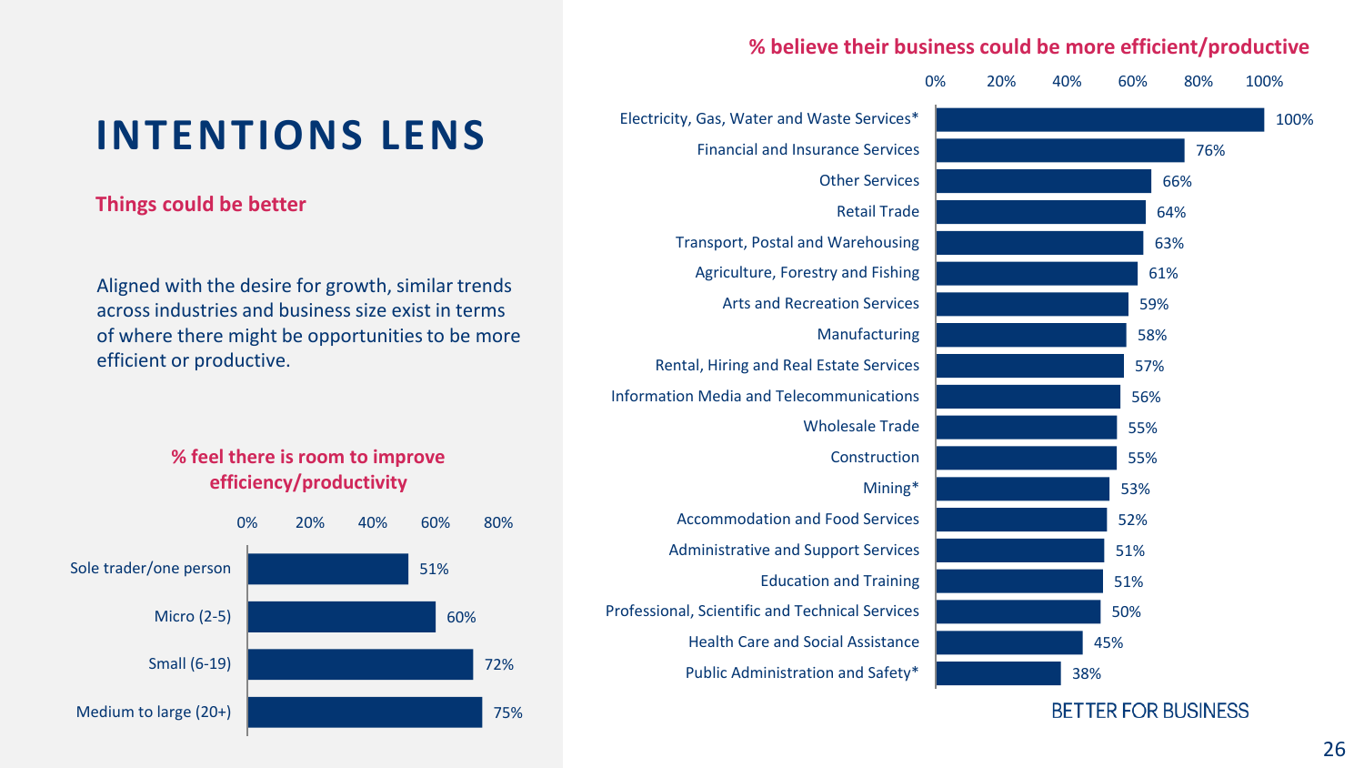# INTENTIONS LENS

## Things could be better

Aligned with the desire for growth, similar trends across industries and business size exist in terms of where there might be opportunities to be more efficient or productive.

### % feel there is room to improve efficiency/productivity

| Business size | % |
| --- | --- |
| Sole trader/one person | 51% |
| Micro (2-5) | 60% |
| Small (6-19) | 72% |
| Medium to large (20+) | 75% |

### % believe their business could be more efficient/productive

| Industry | % |
| --- | --- |
| Electricity, Gas, Water and Waste Services* | 100% |
| Financial and Insurance Services | 76% |
| Other Services | 66% |
| Retail Trade | 64% |
| Transport, Postal and Warehousing | 63% |
| Agriculture, Forestry and Fishing | 61% |
| Arts and Recreation Services | 59% |
| Manufacturing | 58% |
| Rental, Hiring and Real Estate Services | 57% |
| Information Media and Telecommunications | 56% |
| Wholesale Trade | 55% |
| Construction | 55% |
| Mining* | 53% |
| Accommodation and Food Services | 52% |
| Administrative and Support Services | 51% |
| Education and Training | 51% |
| Professional, Scientific and Technical Services | 50% |
| Health Care and Social Assistance | 45% |
| Public Administration and Safety* | 38% |

BETTER FOR BUSINESS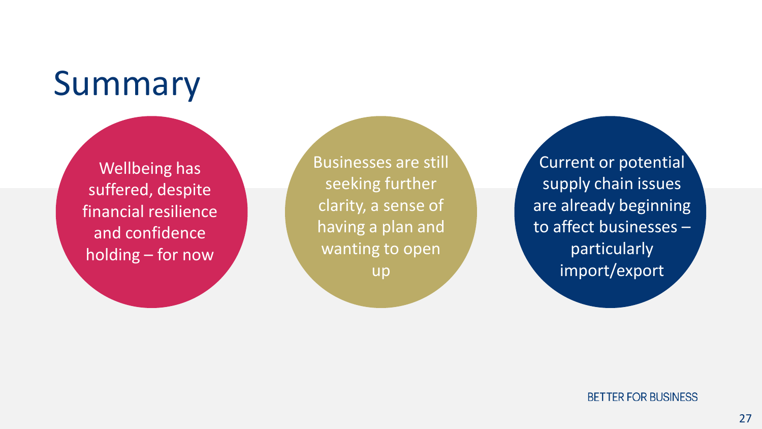# Summary

Wellbeing has suffered, despite financial resilience and confidence holding – for now

Businesses are still seeking further clarity, a sense of having a plan and wanting to open up

Current or potential supply chain issues are already beginning to affect businesses – particularly import/export

BETTER FOR BUSINESS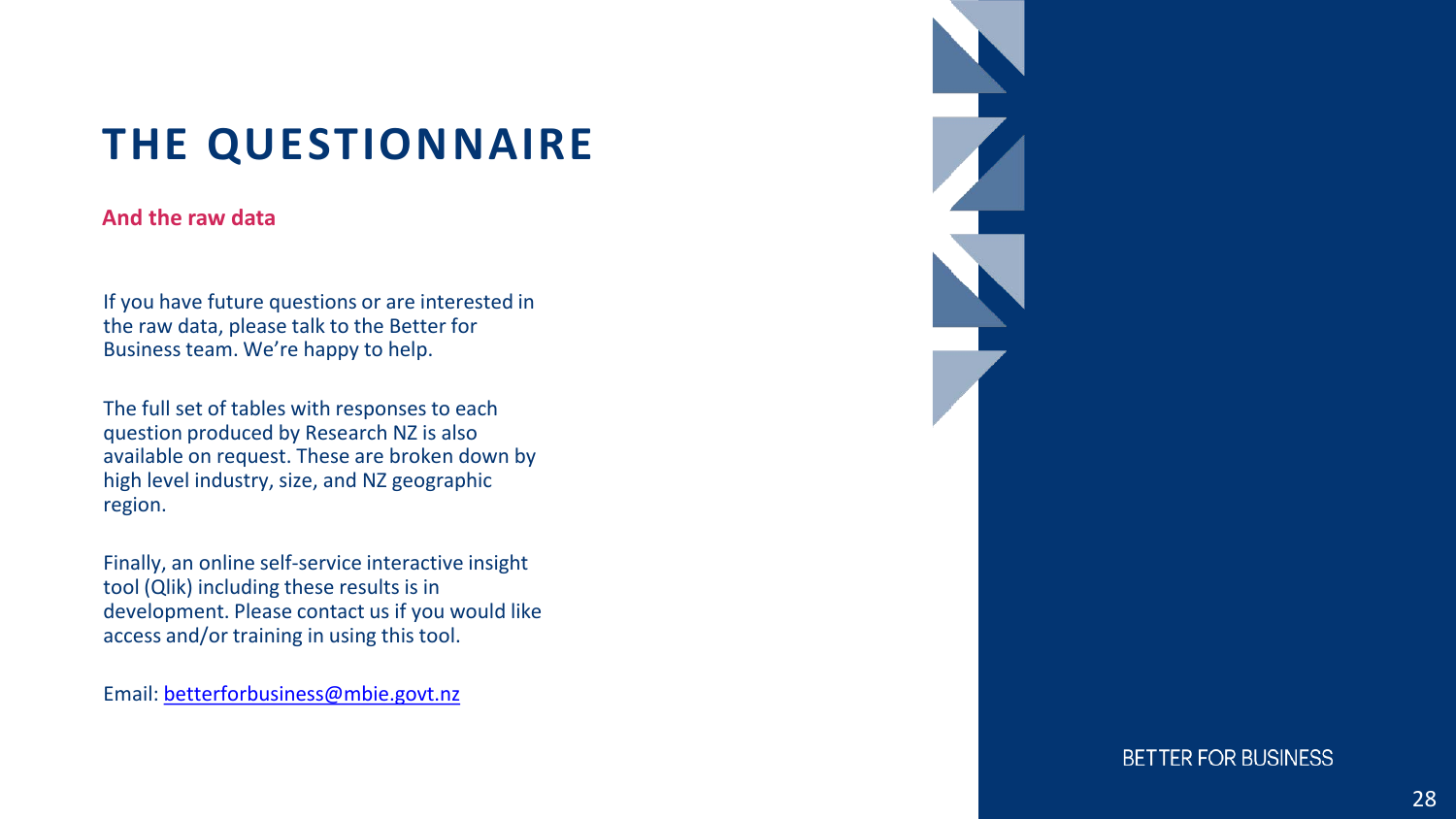# THE QUESTIONNAIRE

**And the raw data**

If you have future questions or are interested in the raw data, please talk to the Better for Business team. We're happy to help.

The full set of tables with responses to each question produced by Research NZ is also available on request. These are broken down by high level industry, size, and NZ geographic region.

Finally, an online self-service interactive insight tool (Qlik) including these results is in development. Please contact us if you would like access and/or training in using this tool.

Email: betterforbusiness@mbie.govt.nz

BETTER FOR BUSINESS